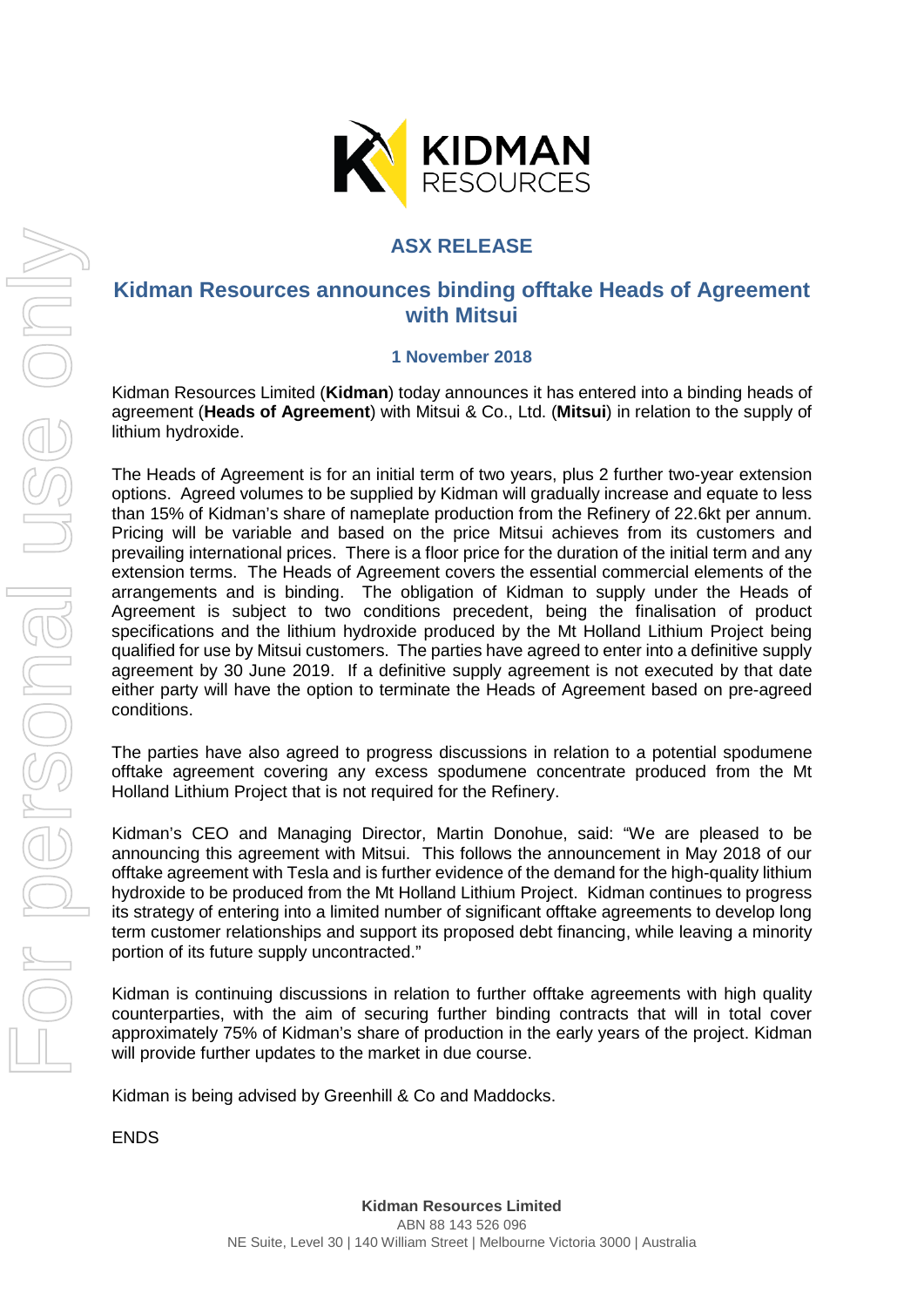# ASX RELEASE

## Kidman Resources announces binding offtake Heads of Agreement with Mitsui

**1 November 2018**

Kidman Resources Limited (**Kidman**) today announces it has entered into a binding heads of agreement (**Heads of Agreement**) with Mitsui & Co., Ltd. (**Mitsui**) in relation to the supply of lithium hydroxide.

The Heads of Agreement is for an initial term of two years, plus 2 further two-year extension options. Agreed volumes to be supplied by Kidman will gradually increase and equate to less than 15% of Kidman's share of nameplate production from the Refinery of 22.6kt per annum. Pricing will be variable and based on the price Mitsui achieves from its customers and prevailing international prices. There is a floor price for the duration of the initial term and any extension terms. The Heads of Agreement covers the essential commercial elements of the arrangements and is binding. The obligation of Kidman to supply under the Heads of Agreement is subject to two conditions precedent, being the finalisation of product specifications and the lithium hydroxide produced by the Mt Holland Lithium Project being qualified for use by Mitsui customers. The parties have agreed to enter into a definitive supply agreement by 30 June 2019. If a definitive supply agreement is not executed by that date either party will have the option to terminate the Heads of Agreement based on pre-agreed conditions.

The parties have also agreed to progress discussions in relation to a potential spodumene offtake agreement covering any excess spodumene concentrate produced from the Mt Holland Lithium Project that is not required for the Refinery.

Kidman's CEO and Managing Director, Martin Donohue, said: "We are pleased to be announcing this agreement with Mitsui. This follows the announcement in May 2018 of our offtake agreement with Tesla and is further evidence of the demand for the high-quality lithium hydroxide to be produced from the Mt Holland Lithium Project. Kidman continues to progress its strategy of entering into a limited number of significant offtake agreements to develop long term customer relationships and support its proposed debt financing, while leaving a minority portion of its future supply uncontracted."

Kidman is continuing discussions in relation to further offtake agreements with high quality counterparties, with the aim of securing further binding contracts that will in total cover approximately 75% of Kidman's share of production in the early years of the project. Kidman will provide further updates to the market in due course.

Kidman is being advised by Greenhill & Co and Maddocks.

ENDS

**Kidman Resources Limited**
ABN 88 143 526 096
NE Suite, Level 30 | 140 William Street | Melbourne Victoria 3000 | Australia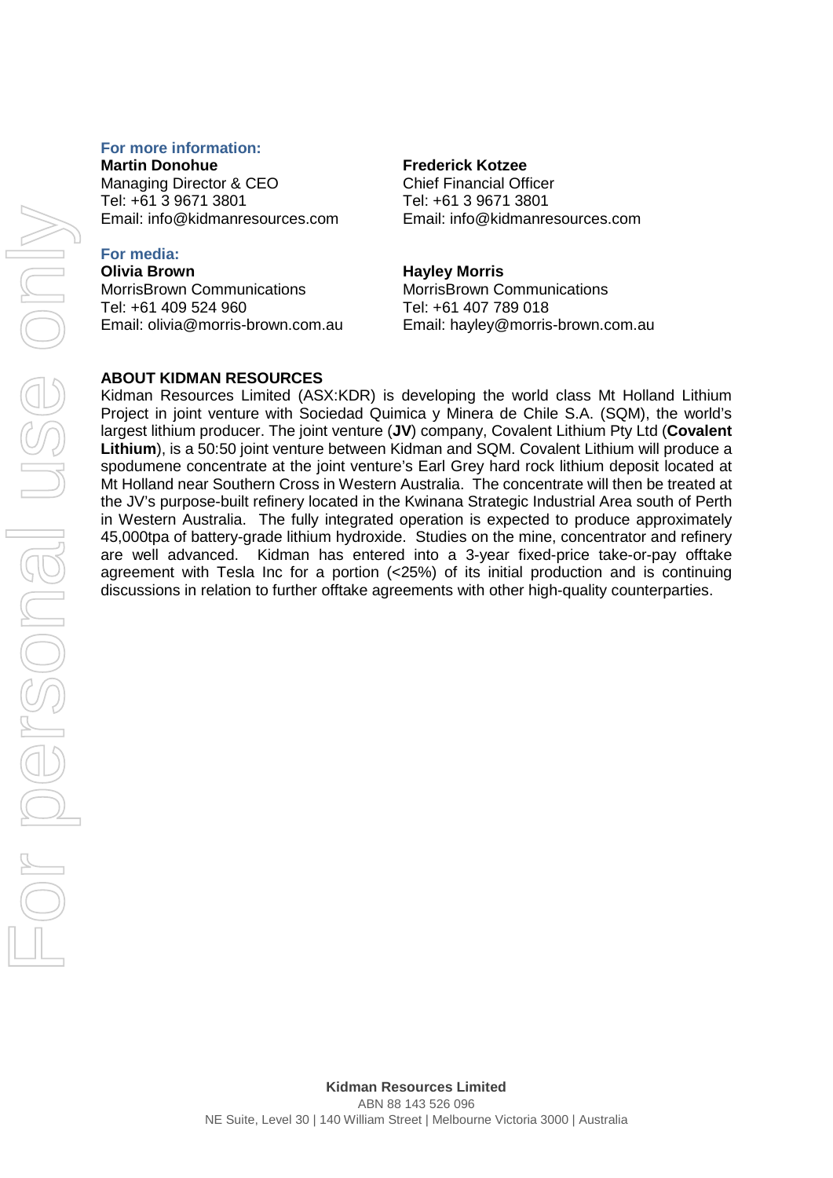**For more information:**

**Martin Donohue**
Managing Director & CEO
Tel: +61 3 9671 3801
Email: info@kidmanresources.com

**Frederick Kotzee**
Chief Financial Officer
Tel: +61 3 9671 3801
Email: info@kidmanresources.com

**For media:**

**Olivia Brown**
MorrisBrown Communications
Tel: +61 409 524 960
Email: olivia@morris-brown.com.au

**Hayley Morris**
MorrisBrown Communications
Tel: +61 407 789 018
Email: hayley@morris-brown.com.au

**ABOUT KIDMAN RESOURCES**

Kidman Resources Limited (ASX:KDR) is developing the world class Mt Holland Lithium Project in joint venture with Sociedad Quimica y Minera de Chile S.A. (SQM), the world's largest lithium producer. The joint venture (**JV**) company, Covalent Lithium Pty Ltd (**Covalent Lithium**), is a 50:50 joint venture between Kidman and SQM. Covalent Lithium will produce a spodumene concentrate at the joint venture's Earl Grey hard rock lithium deposit located at Mt Holland near Southern Cross in Western Australia. The concentrate will then be treated at the JV's purpose-built refinery located in the Kwinana Strategic Industrial Area south of Perth in Western Australia. The fully integrated operation is expected to produce approximately 45,000tpa of battery-grade lithium hydroxide. Studies on the mine, concentrator and refinery are well advanced. Kidman has entered into a 3-year fixed-price take-or-pay offtake agreement with Tesla Inc for a portion (<25%) of its initial production and is continuing discussions in relation to further offtake agreements with other high-quality counterparties.